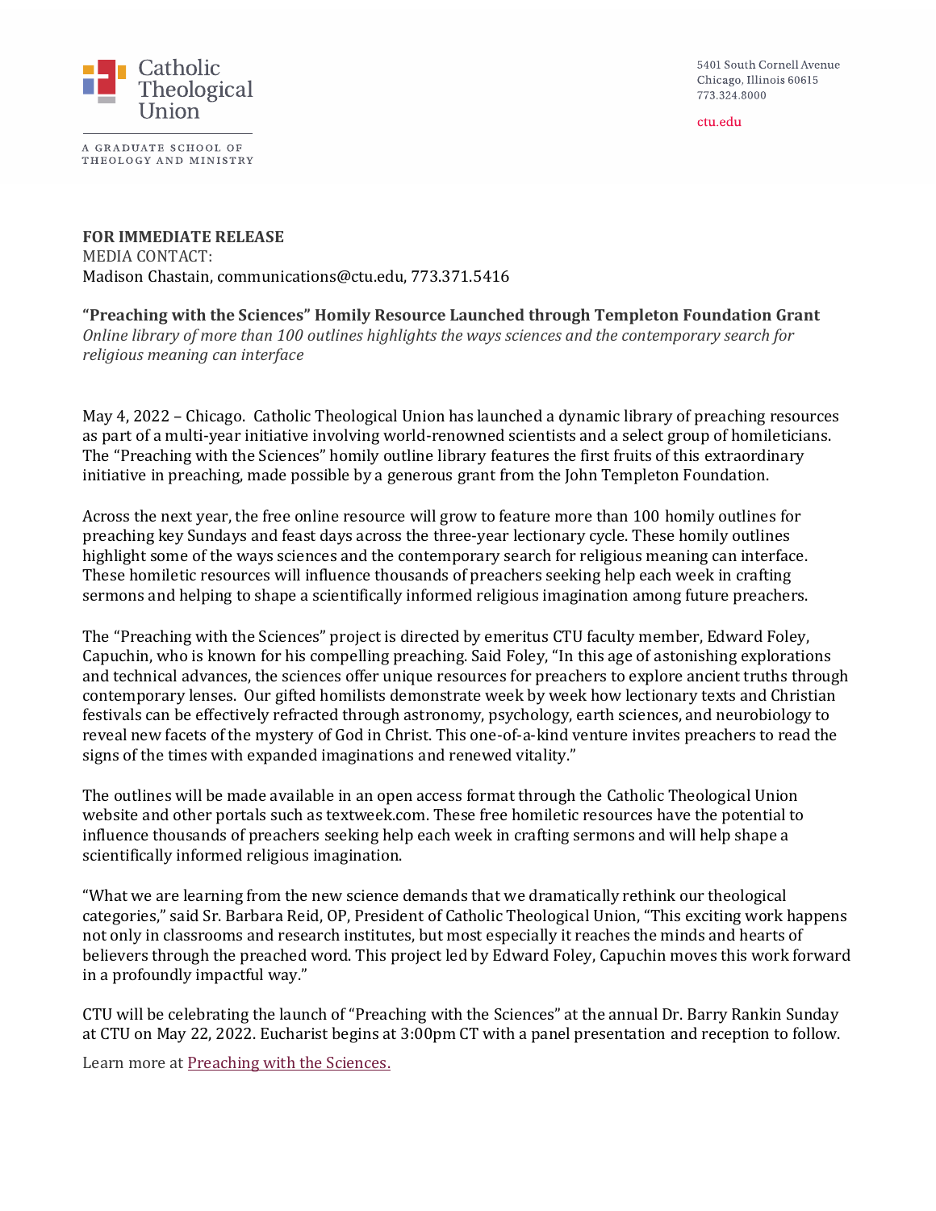Catholic Theological Union

A GRADUATE SCHOOL OF THEOLOGY AND MINISTRY

5401 South Cornell Avenue
Chicago, Illinois 60615
773.324.8000

ctu.edu

**FOR IMMEDIATE RELEASE**
MEDIA CONTACT:
Madison Chastain, communications@ctu.edu, 773.371.5416

**"Preaching with the Sciences" Homily Resource Launched through Templeton Foundation Grant**
*Online library of more than 100 outlines highlights the ways sciences and the contemporary search for religious meaning can interface*

May 4, 2022 – Chicago. Catholic Theological Union has launched a dynamic library of preaching resources as part of a multi-year initiative involving world-renowned scientists and a select group of homileticians. The "Preaching with the Sciences" homily outline library features the first fruits of this extraordinary initiative in preaching, made possible by a generous grant from the John Templeton Foundation.

Across the next year, the free online resource will grow to feature more than 100 homily outlines for preaching key Sundays and feast days across the three-year lectionary cycle. These homily outlines highlight some of the ways sciences and the contemporary search for religious meaning can interface. These homiletic resources will influence thousands of preachers seeking help each week in crafting sermons and helping to shape a scientifically informed religious imagination among future preachers.

The "Preaching with the Sciences" project is directed by emeritus CTU faculty member, Edward Foley, Capuchin, who is known for his compelling preaching. Said Foley, "In this age of astonishing explorations and technical advances, the sciences offer unique resources for preachers to explore ancient truths through contemporary lenses. Our gifted homilists demonstrate week by week how lectionary texts and Christian festivals can be effectively refracted through astronomy, psychology, earth sciences, and neurobiology to reveal new facets of the mystery of God in Christ. This one-of-a-kind venture invites preachers to read the signs of the times with expanded imaginations and renewed vitality."

The outlines will be made available in an open access format through the Catholic Theological Union website and other portals such as textweek.com. These free homiletic resources have the potential to influence thousands of preachers seeking help each week in crafting sermons and will help shape a scientifically informed religious imagination.

"What we are learning from the new science demands that we dramatically rethink our theological categories," said Sr. Barbara Reid, OP, President of Catholic Theological Union, "This exciting work happens not only in classrooms and research institutes, but most especially it reaches the minds and hearts of believers through the preached word. This project led by Edward Foley, Capuchin moves this work forward in a profoundly impactful way."

CTU will be celebrating the launch of "Preaching with the Sciences" at the annual Dr. Barry Rankin Sunday at CTU on May 22, 2022. Eucharist begins at 3:00pm CT with a panel presentation and reception to follow.

Learn more at [Preaching with the Sciences.]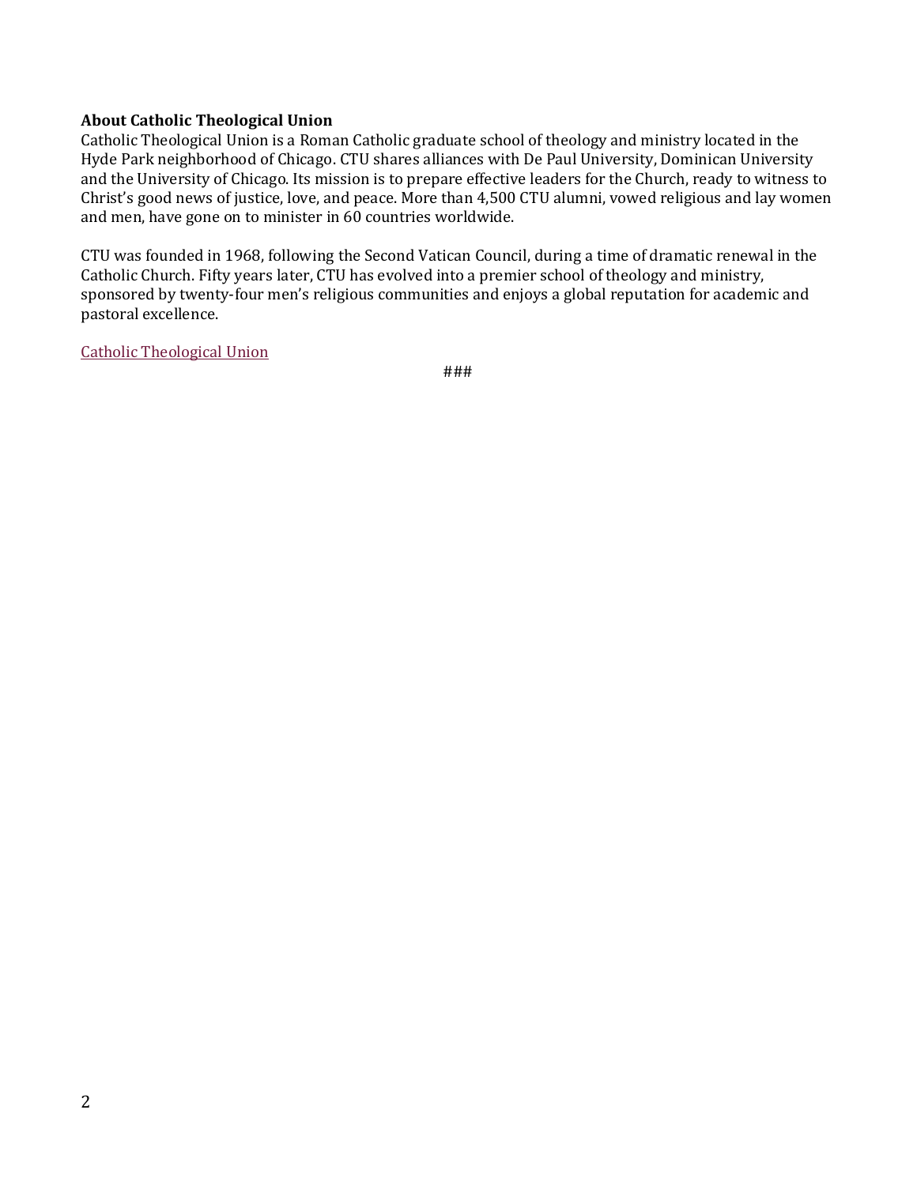**About Catholic Theological Union**

Catholic Theological Union is a Roman Catholic graduate school of theology and ministry located in the Hyde Park neighborhood of Chicago. CTU shares alliances with De Paul University, Dominican University and the University of Chicago. Its mission is to prepare effective leaders for the Church, ready to witness to Christ's good news of justice, love, and peace. More than 4,500 CTU alumni, vowed religious and lay women and men, have gone on to minister in 60 countries worldwide.

CTU was founded in 1968, following the Second Vatican Council, during a time of dramatic renewal in the Catholic Church. Fifty years later, CTU has evolved into a premier school of theology and ministry, sponsored by twenty-four men's religious communities and enjoys a global reputation for academic and pastoral excellence.

Catholic Theological Union

###